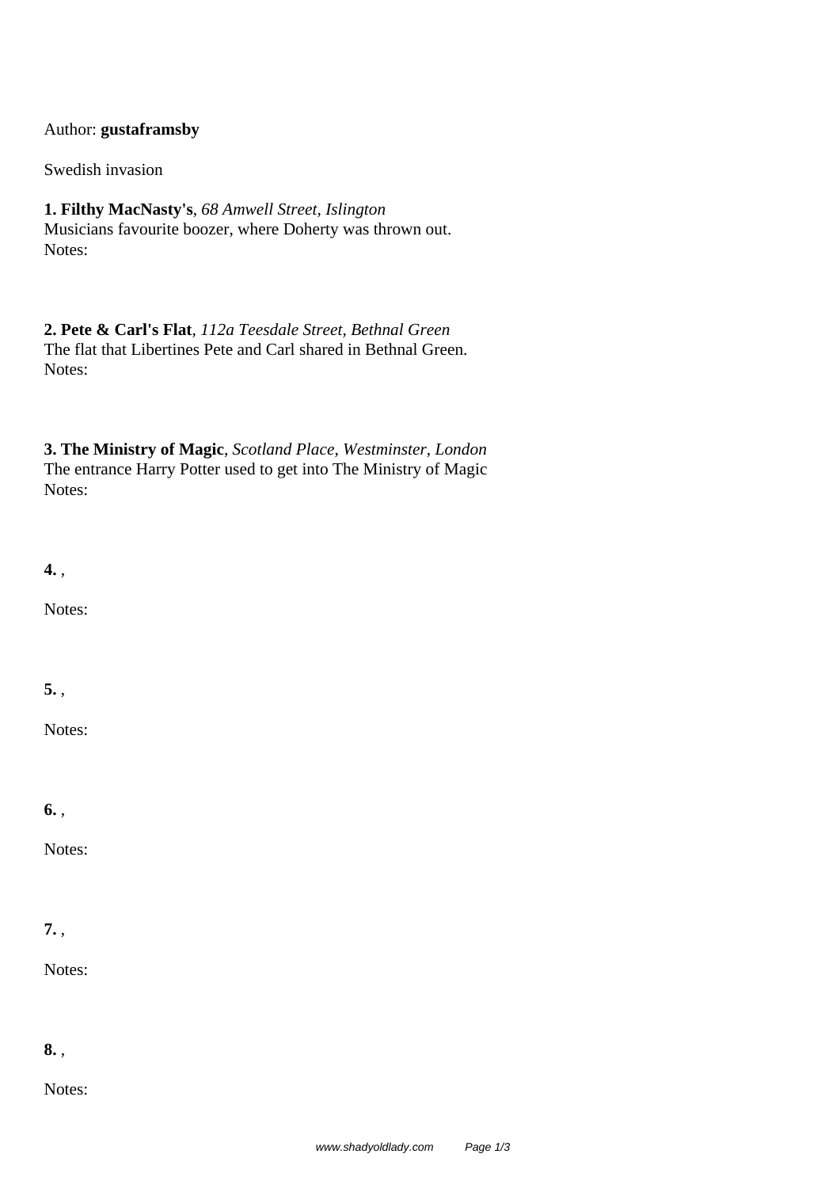Author: **gustaframsby**

Swedish invasion

**1. Filthy MacNasty's**, *68 Amwell Street, Islington*
Musicians favourite boozer, where Doherty was thrown out.
Notes:

**2. Pete & Carl's Flat**, *112a Teesdale Street, Bethnal Green*
The flat that Libertines Pete and Carl shared in Bethnal Green.
Notes:

**3. The Ministry of Magic**, *Scotland Place, Westminster, London*
The entrance Harry Potter used to get into The Ministry of Magic
Notes:

**4.** ,

Notes:

**5.** ,

Notes:

**6.** ,

Notes:

**7.** ,

Notes:

**8.** ,

Notes: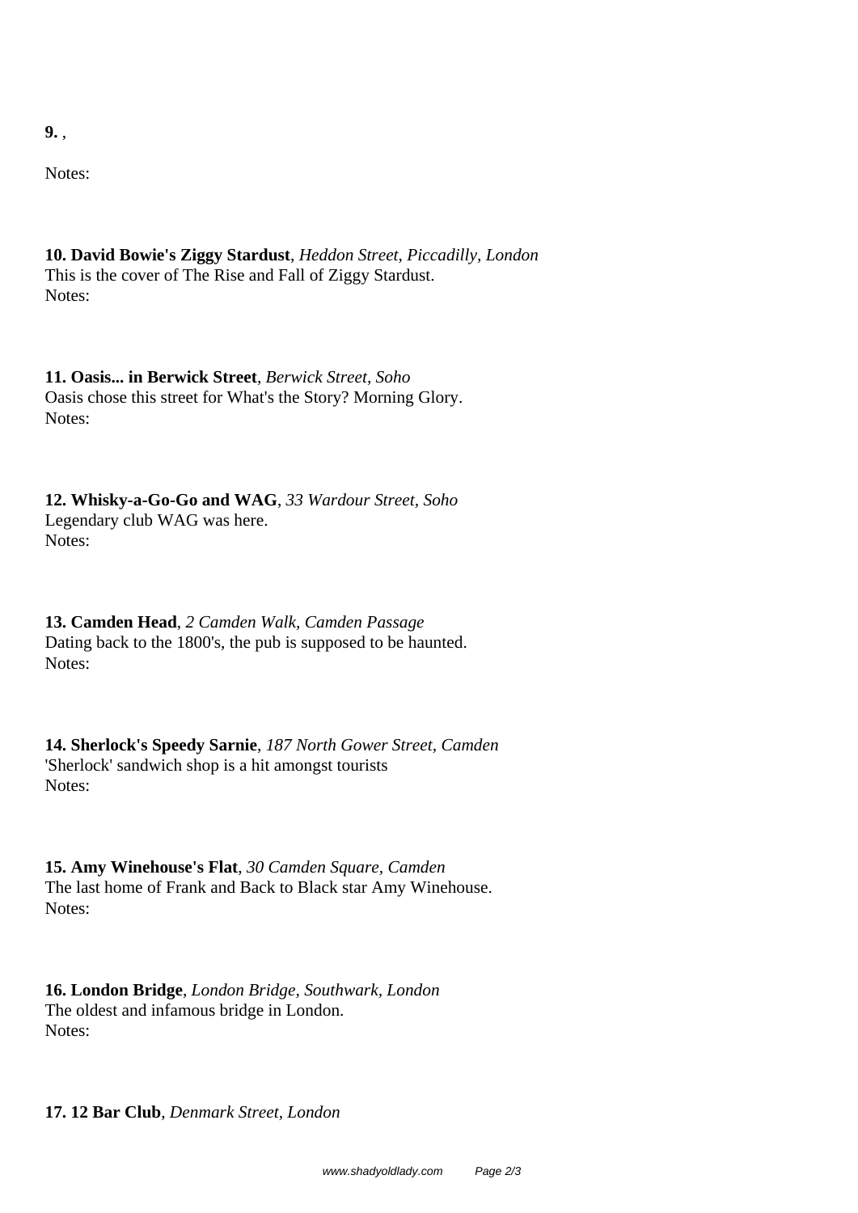**9.** ,

Notes:

**10. David Bowie's Ziggy Stardust**, *Heddon Street, Piccadilly, London*
This is the cover of The Rise and Fall of Ziggy Stardust.
Notes:

**11. Oasis... in Berwick Street**, *Berwick Street, Soho*
Oasis chose this street for What's the Story? Morning Glory.
Notes:

**12. Whisky-a-Go-Go and WAG**, *33 Wardour Street, Soho*
Legendary club WAG was here.
Notes:

**13. Camden Head**, *2 Camden Walk, Camden Passage*
Dating back to the 1800's, the pub is supposed to be haunted.
Notes:

**14. Sherlock's Speedy Sarnie**, *187 North Gower Street, Camden*
'Sherlock' sandwich shop is a hit amongst tourists
Notes:

**15. Amy Winehouse's Flat**, *30 Camden Square, Camden*
The last home of Frank and Back to Black star Amy Winehouse.
Notes:

**16. London Bridge**, *London Bridge, Southwark, London*
The oldest and infamous bridge in London.
Notes:

**17. 12 Bar Club**, *Denmark Street, London*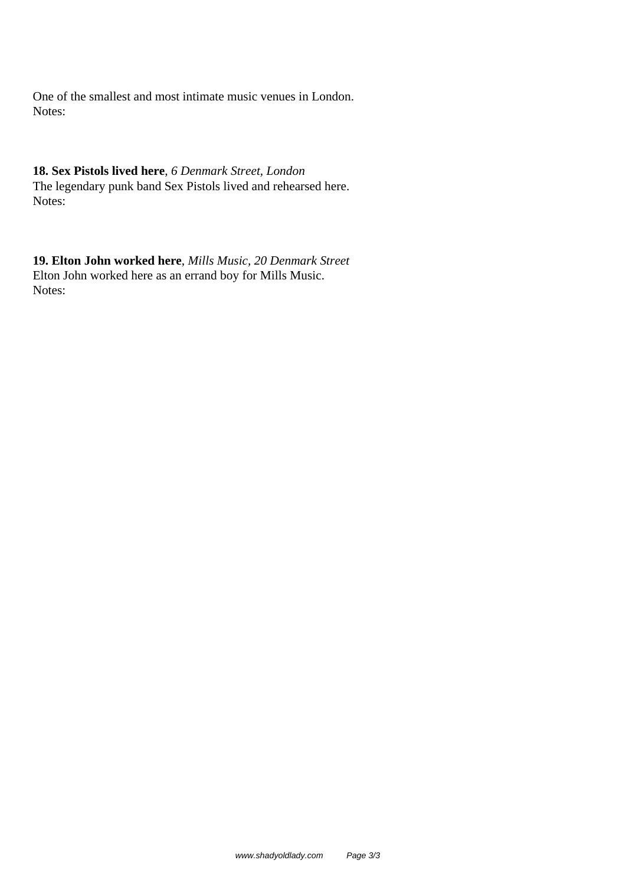One of the smallest and most intimate music venues in London.
Notes:

**18. Sex Pistols lived here**, *6 Denmark Street, London*
The legendary punk band Sex Pistols lived and rehearsed here.
Notes:

**19. Elton John worked here**, *Mills Music, 20 Denmark Street*
Elton John worked here as an errand boy for Mills Music.
Notes: